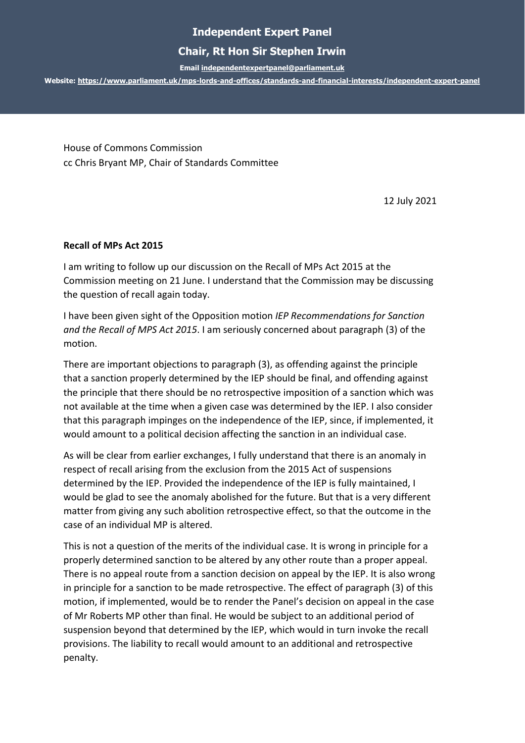**Independent Expert Panel**

**Chair, Rt Hon Sir Stephen Irwin**

**Email independentexpertpanel@parliament.uk**

**Website: https://www.parliament.uk/mps-lords-and-offices/standards-and-financial-interests/independent-expert-panel**

House of Commons Commission
cc Chris Bryant MP, Chair of Standards Committee

12 July 2021

**Recall of MPs Act 2015**

I am writing to follow up our discussion on the Recall of MPs Act 2015 at the Commission meeting on 21 June. I understand that the Commission may be discussing the question of recall again today.

I have been given sight of the Opposition motion *IEP Recommendations for Sanction and the Recall of MPS Act 2015*. I am seriously concerned about paragraph (3) of the motion.

There are important objections to paragraph (3), as offending against the principle that a sanction properly determined by the IEP should be final, and offending against the principle that there should be no retrospective imposition of a sanction which was not available at the time when a given case was determined by the IEP. I also consider that this paragraph impinges on the independence of the IEP, since, if implemented, it would amount to a political decision affecting the sanction in an individual case.

As will be clear from earlier exchanges, I fully understand that there is an anomaly in respect of recall arising from the exclusion from the 2015 Act of suspensions determined by the IEP. Provided the independence of the IEP is fully maintained, I would be glad to see the anomaly abolished for the future. But that is a very different matter from giving any such abolition retrospective effect, so that the outcome in the case of an individual MP is altered.

This is not a question of the merits of the individual case. It is wrong in principle for a properly determined sanction to be altered by any other route than a proper appeal. There is no appeal route from a sanction decision on appeal by the IEP. It is also wrong in principle for a sanction to be made retrospective. The effect of paragraph (3) of this motion, if implemented, would be to render the Panel's decision on appeal in the case of Mr Roberts MP other than final. He would be subject to an additional period of suspension beyond that determined by the IEP, which would in turn invoke the recall provisions. The liability to recall would amount to an additional and retrospective penalty.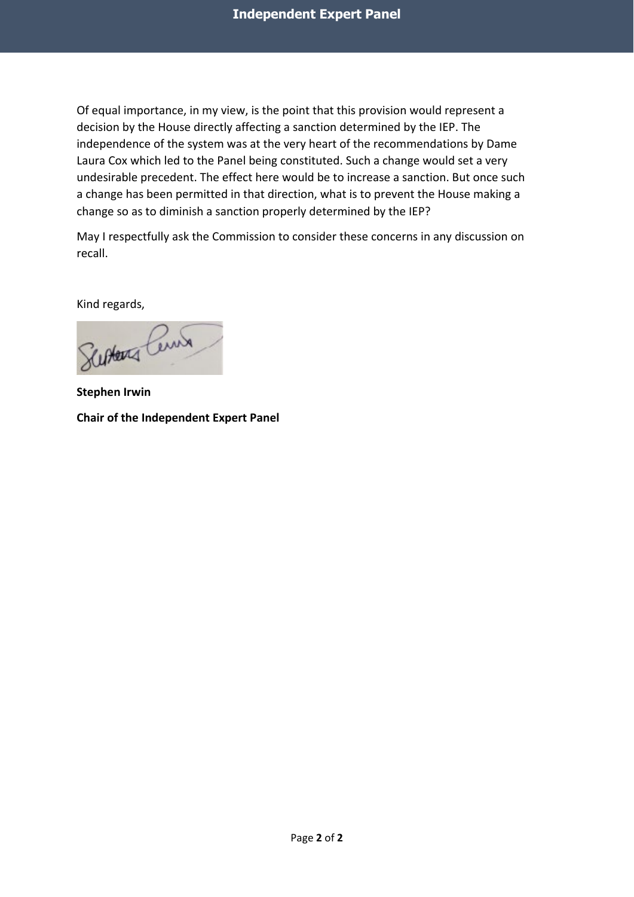Of equal importance, in my view, is the point that this provision would represent a decision by the House directly affecting a sanction determined by the IEP. The independence of the system was at the very heart of the recommendations by Dame Laura Cox which led to the Panel being constituted. Such a change would set a very undesirable precedent. The effect here would be to increase a sanction. But once such a change has been permitted in that direction, what is to prevent the House making a change so as to diminish a sanction properly determined by the IEP?

May I respectfully ask the Commission to consider these concerns in any discussion on recall.

Kind regards,

**Stephen Irwin**

**Chair of the Independent Expert Panel**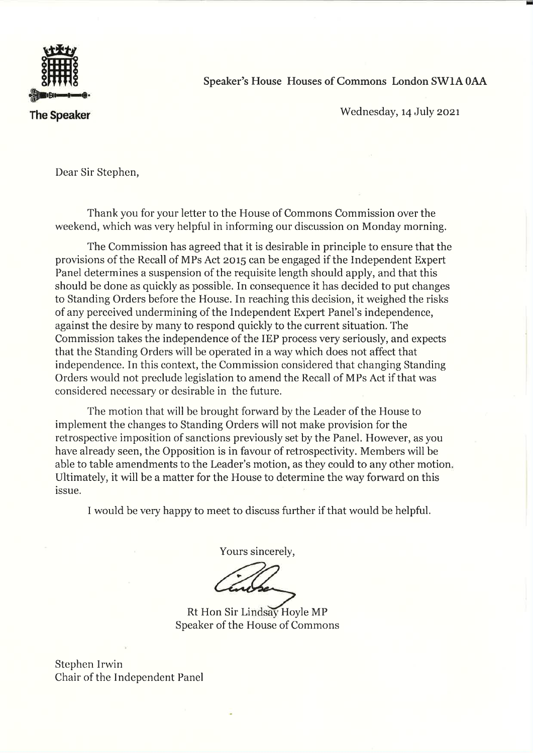**The Speaker**

Speaker's House Houses of Commons London SW1A 0AA

Wednesday, 14 July 2021

Dear Sir Stephen,

Thank you for your letter to the House of Commons Commission over the weekend, which was very helpful in informing our discussion on Monday morning.

The Commission has agreed that it is desirable in principle to ensure that the provisions of the Recall of MPs Act 2015 can be engaged if the Independent Expert Panel determines a suspension of the requisite length should apply, and that this should be done as quickly as possible. In consequence it has decided to put changes to Standing Orders before the House. In reaching this decision, it weighed the risks of any perceived undermining of the Independent Expert Panel's independence, against the desire by many to respond quickly to the current situation. The Commission takes the independence of the IEP process very seriously, and expects that the Standing Orders will be operated in a way which does not affect that independence. In this context, the Commission considered that changing Standing Orders would not preclude legislation to amend the Recall of MPs Act if that was considered necessary or desirable in the future.

The motion that will be brought forward by the Leader of the House to implement the changes to Standing Orders will not make provision for the retrospective imposition of sanctions previously set by the Panel. However, as you have already seen, the Opposition is in favour of retrospectivity. Members will be able to table amendments to the Leader's motion, as they could to any other motion. Ultimately, it will be a matter for the House to determine the way forward on this issue.

I would be very happy to meet to discuss further if that would be helpful.

Yours sincerely,

Rt Hon Sir Lindsay Hoyle MP
Speaker of the House of Commons

Stephen Irwin
Chair of the Independent Panel